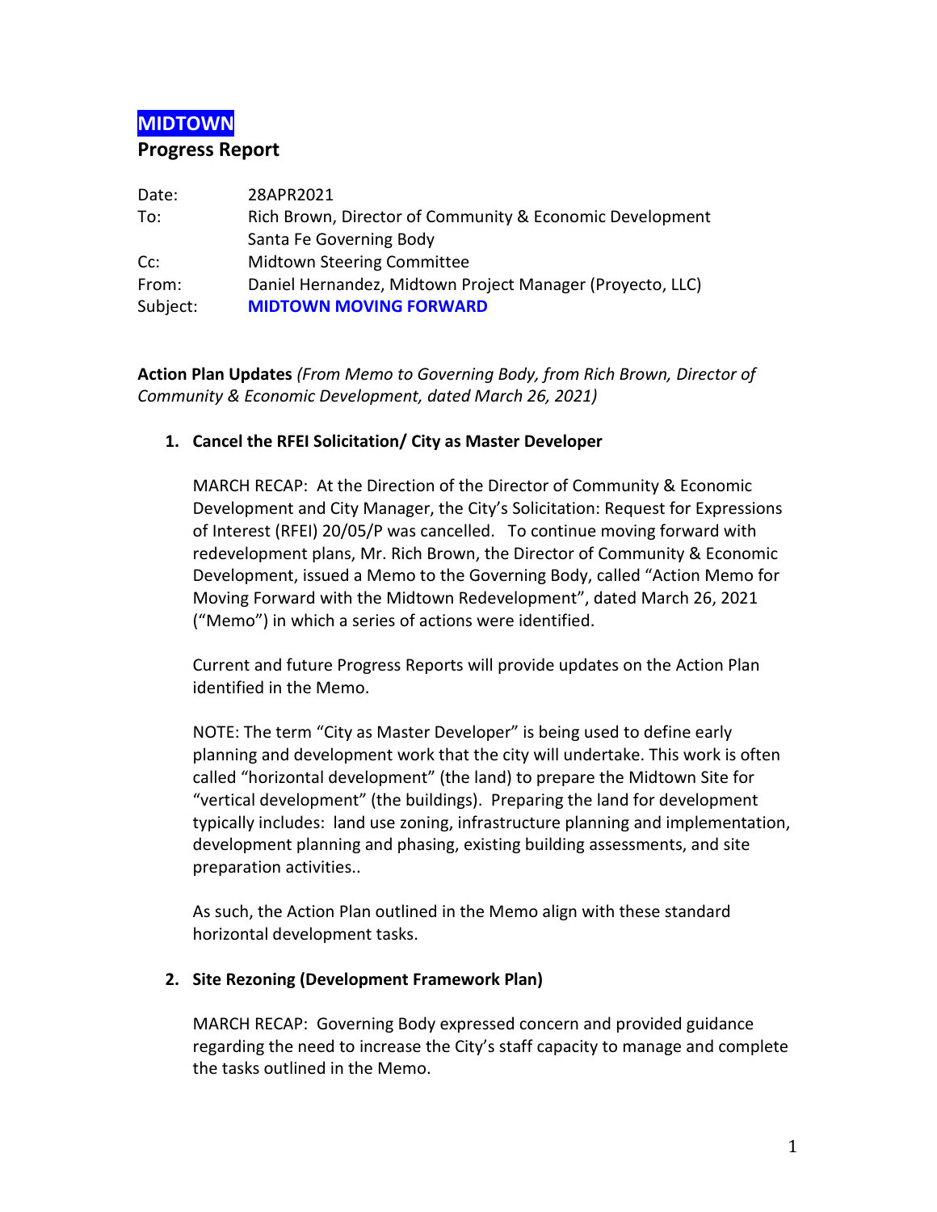# MIDTOWN

## Progress Report

| | |
|---|---|
| Date: | 28APR2021 |
| To: | Rich Brown, Director of Community & Economic Development<br>Santa Fe Governing Body |
| Cc: | Midtown Steering Committee |
| From: | Daniel Hernandez, Midtown Project Manager (Proyecto, LLC) |
| Subject: | **MIDTOWN MOVING FORWARD** |

**Action Plan Updates** *(From Memo to Governing Body, from Rich Brown, Director of Community & Economic Development, dated March 26, 2021)*

1. **Cancel the RFEI Solicitation/ City as Master Developer**

   MARCH RECAP: At the Direction of the Director of Community & Economic Development and City Manager, the City's Solicitation: Request for Expressions of Interest (RFEI) 20/05/P was cancelled. To continue moving forward with redevelopment plans, Mr. Rich Brown, the Director of Community & Economic Development, issued a Memo to the Governing Body, called "Action Memo for Moving Forward with the Midtown Redevelopment", dated March 26, 2021 ("Memo") in which a series of actions were identified.

   Current and future Progress Reports will provide updates on the Action Plan identified in the Memo.

   NOTE: The term "City as Master Developer" is being used to define early planning and development work that the city will undertake. This work is often called "horizontal development" (the land) to prepare the Midtown Site for "vertical development" (the buildings). Preparing the land for development typically includes: land use zoning, infrastructure planning and implementation, development planning and phasing, existing building assessments, and site preparation activities..

   As such, the Action Plan outlined in the Memo align with these standard horizontal development tasks.

2. **Site Rezoning (Development Framework Plan)**

   MARCH RECAP: Governing Body expressed concern and provided guidance regarding the need to increase the City's staff capacity to manage and complete the tasks outlined in the Memo.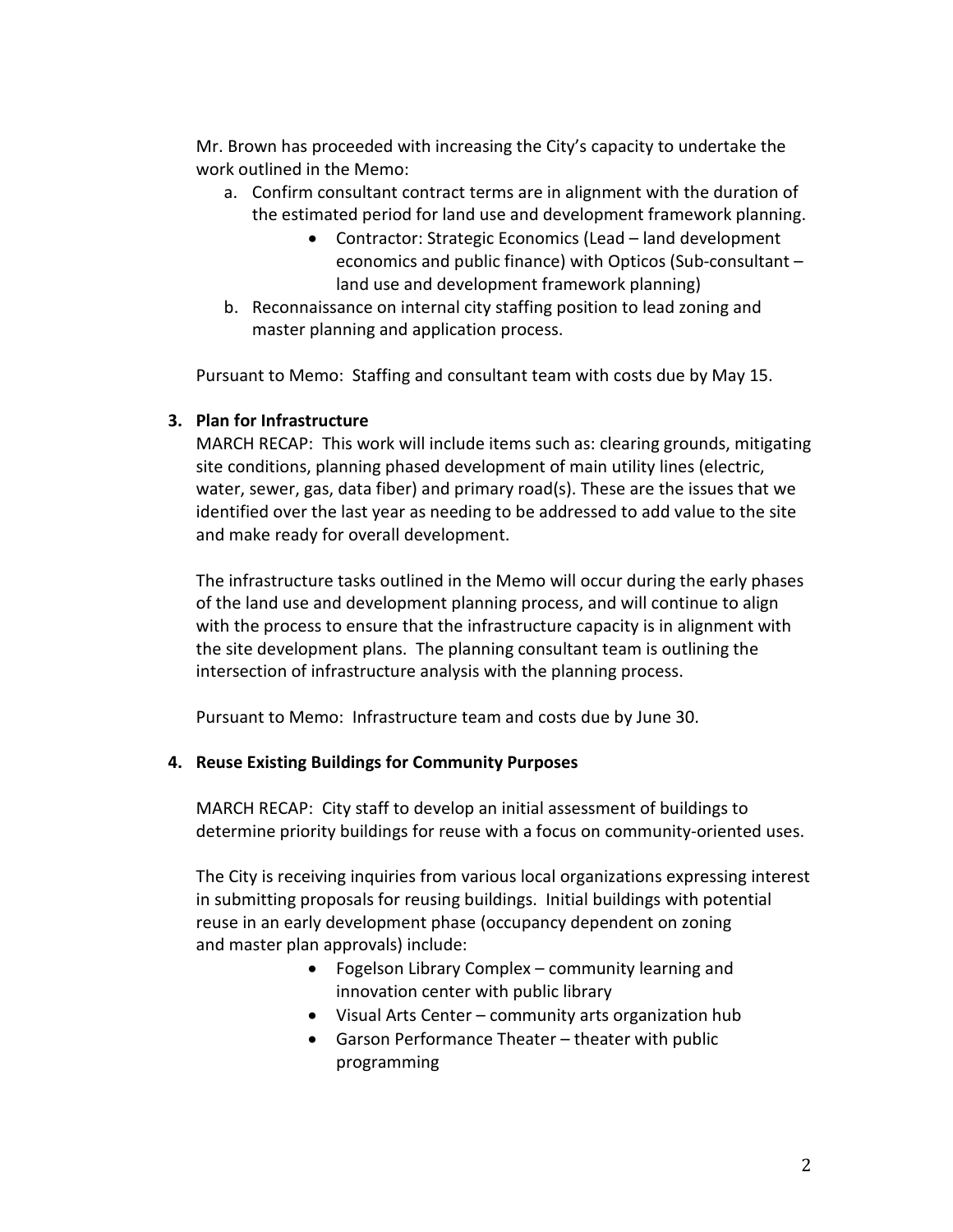Mr. Brown has proceeded with increasing the City's capacity to undertake the work outlined in the Memo:

a. Confirm consultant contract terms are in alignment with the duration of the estimated period for land use and development framework planning.
    - Contractor: Strategic Economics (Lead – land development economics and public finance) with Opticos (Sub-consultant – land use and development framework planning)
b. Reconnaissance on internal city staffing position to lead zoning and master planning and application process.

Pursuant to Memo: Staffing and consultant team with costs due by May 15.

**3. Plan for Infrastructure**

MARCH RECAP: This work will include items such as: clearing grounds, mitigating site conditions, planning phased development of main utility lines (electric, water, sewer, gas, data fiber) and primary road(s). These are the issues that we identified over the last year as needing to be addressed to add value to the site and make ready for overall development.

The infrastructure tasks outlined in the Memo will occur during the early phases of the land use and development planning process, and will continue to align with the process to ensure that the infrastructure capacity is in alignment with the site development plans. The planning consultant team is outlining the intersection of infrastructure analysis with the planning process.

Pursuant to Memo: Infrastructure team and costs due by June 30.

**4. Reuse Existing Buildings for Community Purposes**

MARCH RECAP: City staff to develop an initial assessment of buildings to determine priority buildings for reuse with a focus on community-oriented uses.

The City is receiving inquiries from various local organizations expressing interest in submitting proposals for reusing buildings. Initial buildings with potential reuse in an early development phase (occupancy dependent on zoning and master plan approvals) include:

- Fogelson Library Complex – community learning and innovation center with public library
- Visual Arts Center – community arts organization hub
- Garson Performance Theater – theater with public programming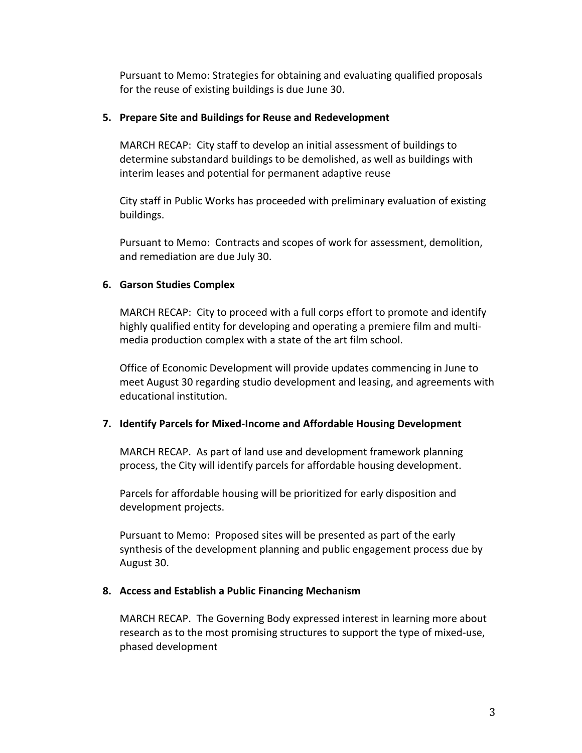Pursuant to Memo: Strategies for obtaining and evaluating qualified proposals for the reuse of existing buildings is due June 30.

5. **Prepare Site and Buildings for Reuse and Redevelopment**

   MARCH RECAP: City staff to develop an initial assessment of buildings to determine substandard buildings to be demolished, as well as buildings with interim leases and potential for permanent adaptive reuse

   City staff in Public Works has proceeded with preliminary evaluation of existing buildings.

   Pursuant to Memo: Contracts and scopes of work for assessment, demolition, and remediation are due July 30.

6. **Garson Studies Complex**

   MARCH RECAP: City to proceed with a full corps effort to promote and identify highly qualified entity for developing and operating a premiere film and multi-media production complex with a state of the art film school.

   Office of Economic Development will provide updates commencing in June to meet August 30 regarding studio development and leasing, and agreements with educational institution.

7. **Identify Parcels for Mixed-Income and Affordable Housing Development**

   MARCH RECAP. As part of land use and development framework planning process, the City will identify parcels for affordable housing development.

   Parcels for affordable housing will be prioritized for early disposition and development projects.

   Pursuant to Memo: Proposed sites will be presented as part of the early synthesis of the development planning and public engagement process due by August 30.

8. **Access and Establish a Public Financing Mechanism**

   MARCH RECAP. The Governing Body expressed interest in learning more about research as to the most promising structures to support the type of mixed-use, phased development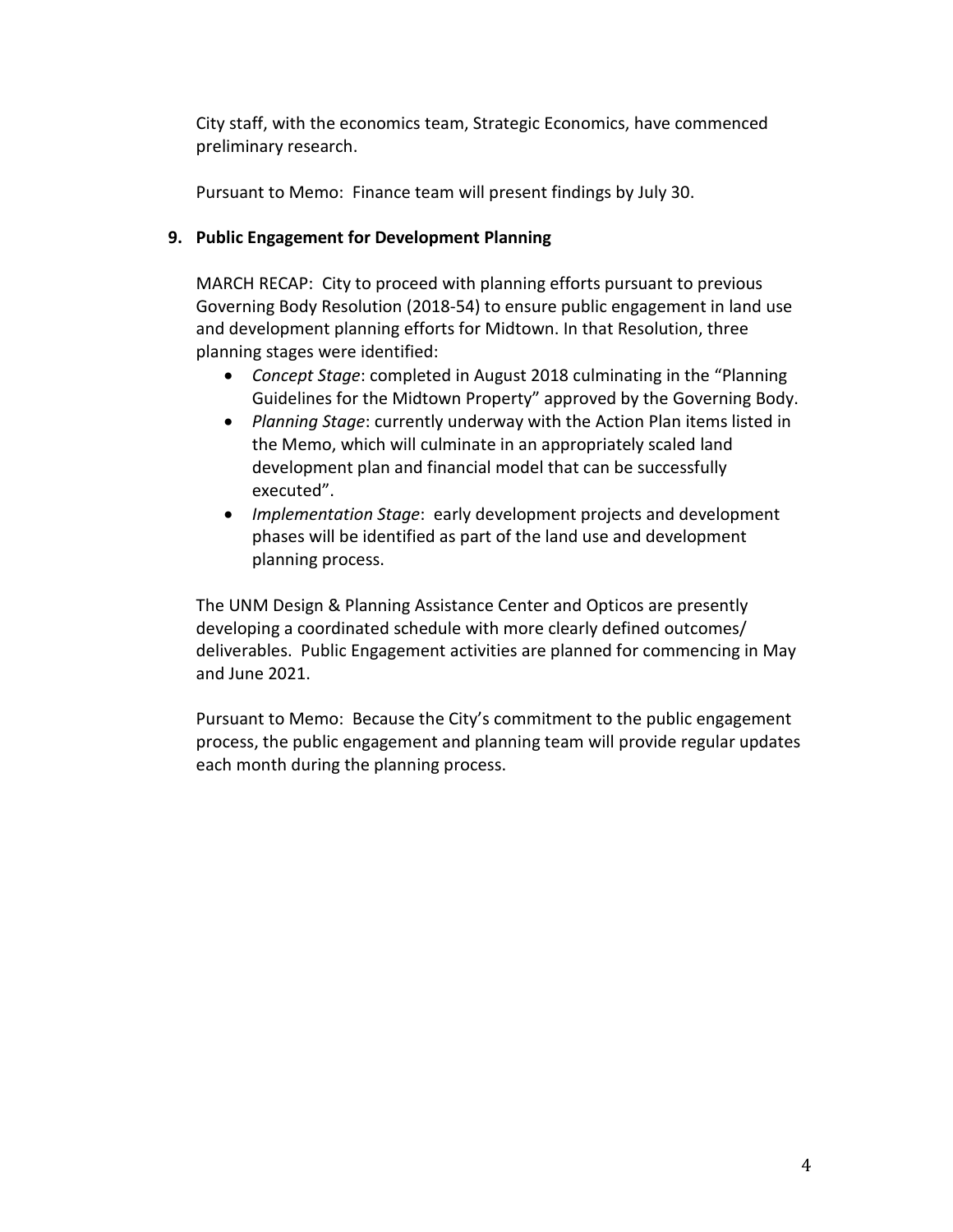City staff, with the economics team, Strategic Economics, have commenced preliminary research.

Pursuant to Memo: Finance team will present findings by July 30.

**9. Public Engagement for Development Planning**

MARCH RECAP: City to proceed with planning efforts pursuant to previous Governing Body Resolution (2018-54) to ensure public engagement in land use and development planning efforts for Midtown. In that Resolution, three planning stages were identified:

- *Concept Stage*: completed in August 2018 culminating in the "Planning Guidelines for the Midtown Property" approved by the Governing Body.
- *Planning Stage*: currently underway with the Action Plan items listed in the Memo, which will culminate in an appropriately scaled land development plan and financial model that can be successfully executed".
- *Implementation Stage*: early development projects and development phases will be identified as part of the land use and development planning process.

The UNM Design & Planning Assistance Center and Opticos are presently developing a coordinated schedule with more clearly defined outcomes/ deliverables. Public Engagement activities are planned for commencing in May and June 2021.

Pursuant to Memo: Because the City's commitment to the public engagement process, the public engagement and planning team will provide regular updates each month during the planning process.